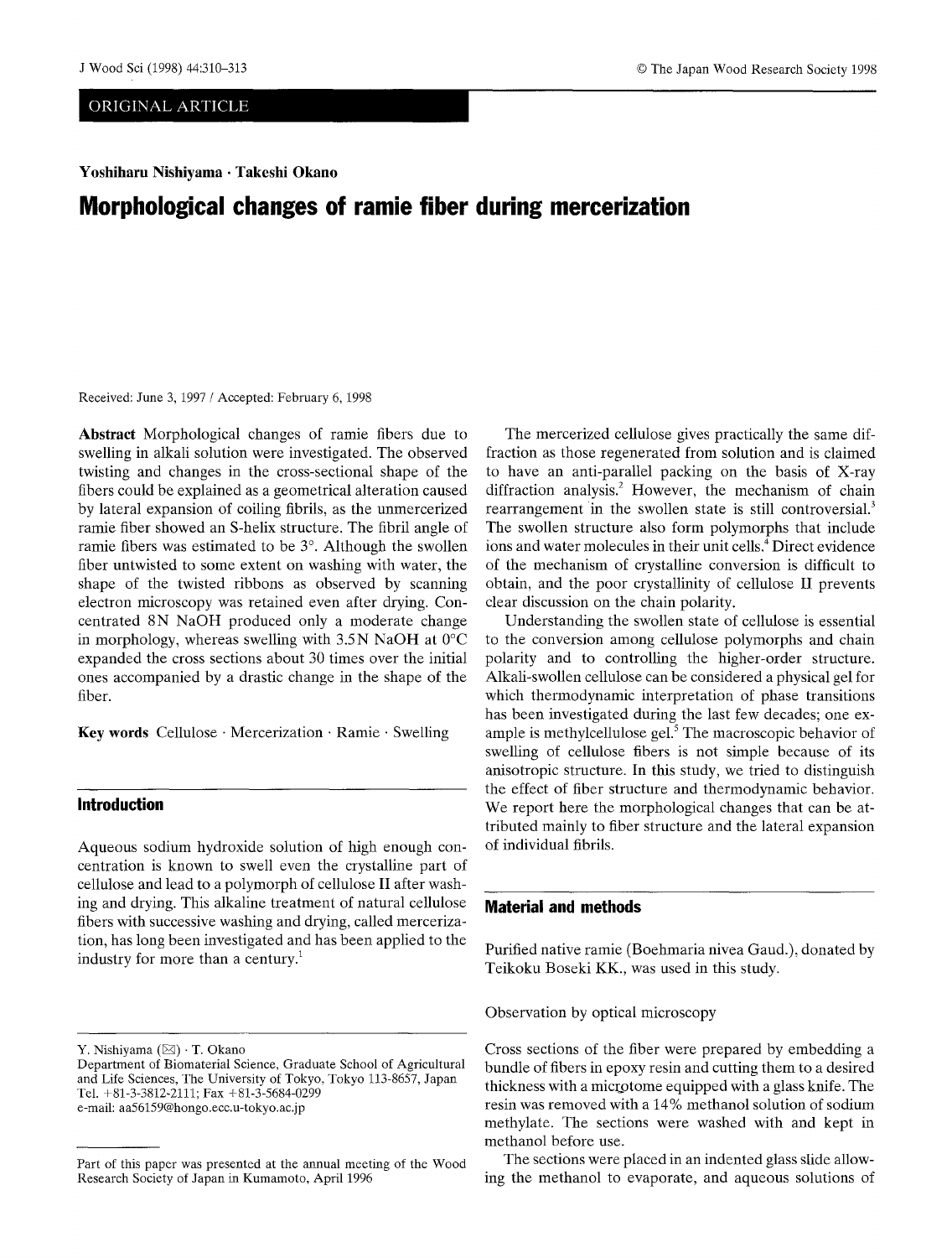ORIGINAL ARTICLE

**Yoshiharu Nishiyama · Takeshi Okano**

# Morphological changes of ramie fiber during mercerization

Received: June 3, 1997 / Accepted: February 6, 1998

**Abstract** Morphological changes of ramie fibers due to swelling in alkali solution were investigated. The observed twisting and changes in the cross-sectional shape of the fibers could be explained as a geometrical alteration caused by lateral expansion of coiling fibrils, as the unmercerized ramie fiber showed an S-helix structure. The fibril angle of ramie fibers was estimated to be 3°. Although the swollen fiber untwisted to some extent on washing with water, the shape of the twisted ribbons as observed by scanning electron microscopy was retained even after drying. Concentrated 8N NaOH produced only a moderate change in morphology, whereas swelling with 3.5N NaOH at 0°C expanded the cross sections about 30 times over the initial ones accompanied by a drastic change in the shape of the fiber.

**Key words** Cellulose · Mercerization · Ramie · Swelling

## Introduction

Aqueous sodium hydroxide solution of high enough concentration is known to swell even the crystalline part of cellulose and lead to a polymorph of cellulose II after washing and drying. This alkaline treatment of natural cellulose fibers with successive washing and drying, called mercerization, has long been investigated and has been applied to the industry for more than a century.[1]

The mercerized cellulose gives practically the same diffraction as those regenerated from solution and is claimed to have an anti-parallel packing on the basis of X-ray diffraction analysis.[2] However, the mechanism of chain rearrangement in the swollen state is still controversial.[3] The swollen structure also form polymorphs that include ions and water molecules in their unit cells.[4] Direct evidence of the mechanism of crystalline conversion is difficult to obtain, and the poor crystallinity of cellulose II prevents clear discussion on the chain polarity.

Understanding the swollen state of cellulose is essential to the conversion among cellulose polymorphs and chain polarity and to controlling the higher-order structure. Alkali-swollen cellulose can be considered a physical gel for which thermodynamic interpretation of phase transitions has been investigated during the last few decades; one example is methylcellulose gel.[5] The macroscopic behavior of swelling of cellulose fibers is not simple because of its anisotropic structure. In this study, we tried to distinguish the effect of fiber structure and thermodynamic behavior. We report here the morphological changes that can be attributed mainly to fiber structure and the lateral expansion of individual fibrils.

## Material and methods

Purified native ramie (Boehmaria nivea Gaud.), donated by Teikoku Boseki KK., was used in this study.

### Observation by optical microscopy

Cross sections of the fiber were prepared by embedding a bundle of fibers in epoxy resin and cutting them to a desired thickness with a microtome equipped with a glass knife. The resin was removed with a 14% methanol solution of sodium methylate. The sections were washed with and kept in methanol before use.

The sections were placed in an indented glass slide allowing the methanol to evaporate, and aqueous solutions of

---

Y. Nishiyama (✉) · T. Okano
Department of Biomaterial Science, Graduate School of Agricultural and Life Sciences, The University of Tokyo, Tokyo 113-8657, Japan
Tel. +81-3-3812-2111; Fax +81-3-5684-0299
e-mail: aa56159@hongo.ecc.u-tokyo.ac.jp

Part of this paper was presented at the annual meeting of the Wood Research Society of Japan in Kumamoto, April 1996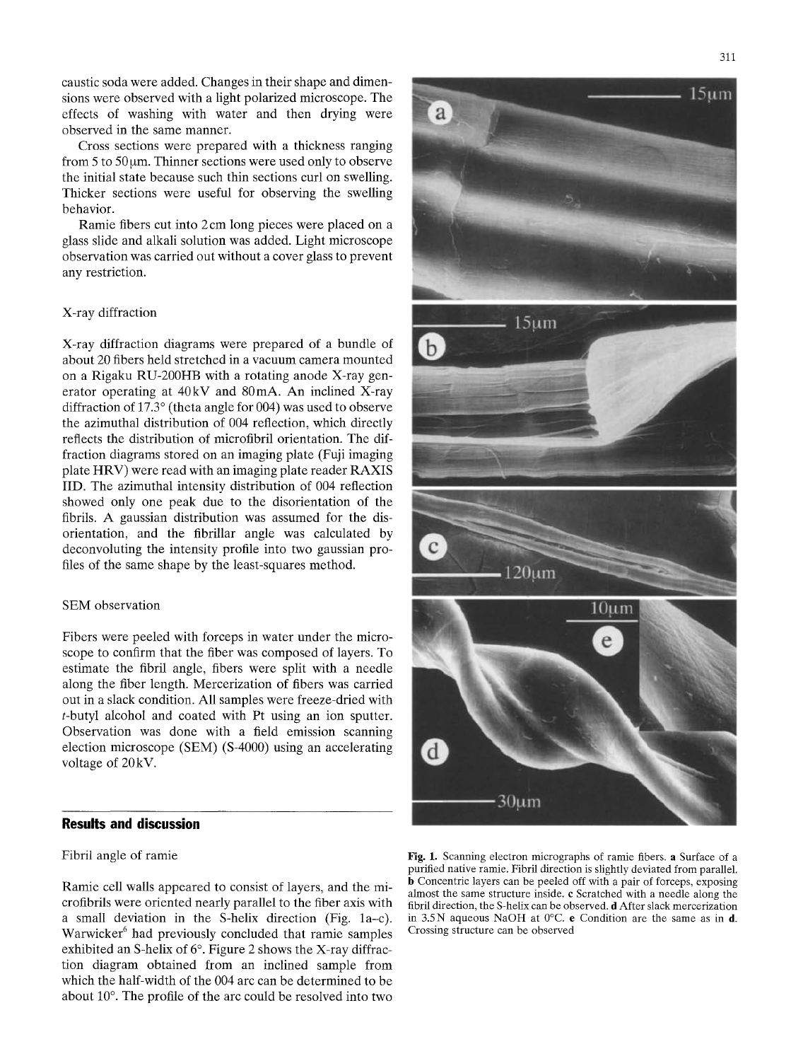caustic soda were added. Changes in their shape and dimensions were observed with a light polarized microscope. The effects of washing with water and then drying were observed in the same manner.

Cross sections were prepared with a thickness ranging from 5 to 50 μm. Thinner sections were used only to observe the initial state because such thin sections curl on swelling. Thicker sections were useful for observing the swelling behavior.

Ramie fibers cut into 2 cm long pieces were placed on a glass slide and alkali solution was added. Light microscope observation was carried out without a cover glass to prevent any restriction.

### X-ray diffraction

X-ray diffraction diagrams were prepared of a bundle of about 20 fibers held stretched in a vacuum camera mounted on a Rigaku RU-200HB with a rotating anode X-ray generator operating at 40 kV and 80 mA. An inclined X-ray diffraction of 17.3° (theta angle for 004) was used to observe the azimuthal distribution of 004 reflection, which directly reflects the distribution of microfibril orientation. The diffraction diagrams stored on an imaging plate (Fuji imaging plate HRV) were read with an imaging plate reader RAXIS IID. The azimuthal intensity distribution of 004 reflection showed only one peak due to the disorientation of the fibrils. A gaussian distribution was assumed for the disorientation, and the fibrillar angle was calculated by deconvoluting the intensity profile into two gaussian profiles of the same shape by the least-squares method.

### SEM observation

Fibers were peeled with forceps in water under the microscope to confirm that the fiber was composed of layers. To estimate the fibril angle, fibers were split with a needle along the fiber length. Mercerization of fibers was carried out in a slack condition. All samples were freeze-dried with *t*-butyl alcohol and coated with Pt using an ion sputter. Observation was done with a field emission scanning election microscope (SEM) (S-4000) using an accelerating voltage of 20 kV.

## Results and discussion

### Fibril angle of ramie

Ramie cell walls appeared to consist of layers, and the microfibrils were oriented nearly parallel to the fiber axis with a small deviation in the S-helix direction (Fig. 1a–c). Warwicker[6] had previously concluded that ramie samples exhibited an S-helix of 6°. Figure 2 shows the X-ray diffraction diagram obtained from an inclined sample from which the half-width of the 004 arc can be determined to be about 10°. The profile of the arc could be resolved into two

**Fig. 1.** Scanning electron micrographs of ramie fibers. **a** Surface of a purified native ramie. Fibril direction is slightly deviated from parallel. **b** Concentric layers can be peeled off with a pair of forceps, exposing almost the same structure inside. **c** Scratched with a needle along the fibril direction, the S-helix can be observed. **d** After slack mercerization in 3.5 N aqueous NaOH at 0°C. **e** Condition are the same as in **d**. Crossing structure can be observed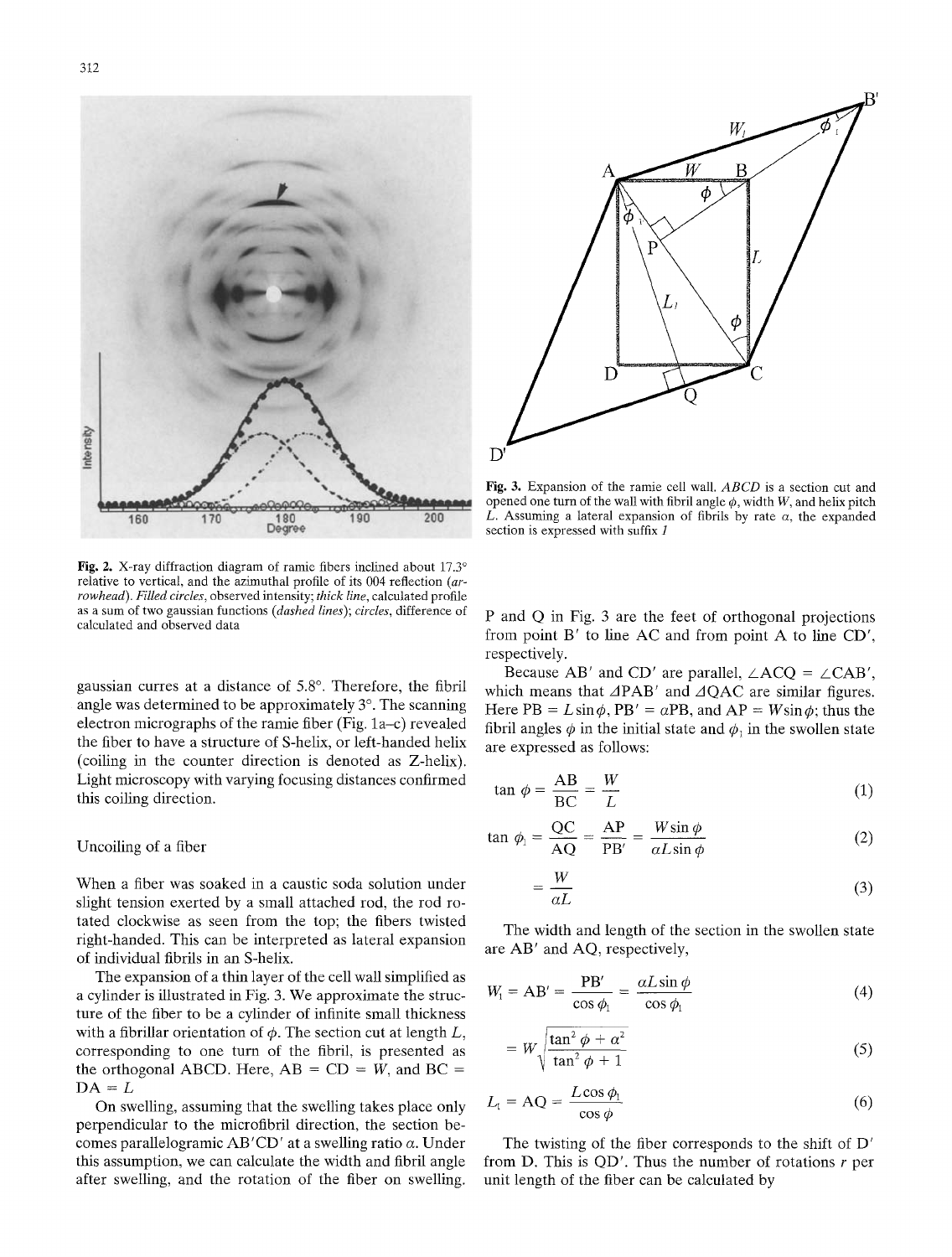Fig. 2. X-ray diffraction diagram of ramie fibers inclined about 17.3° relative to vertical, and the azimuthal profile of its 004 reflection (*arrowhead*). *Filled circles*, observed intensity; *thick line*, calculated profile as a sum of two gaussian functions (*dashed lines*); *circles*, difference of calculated and observed data

Fig. 3. Expansion of the ramie cell wall. *ABCD* is a section cut and opened one turn of the wall with fibril angle $\phi$, width $W$, and helix pitch $L$. Assuming a lateral expansion of fibrils by rate $\alpha$, the expanded section is expressed with suffix *1*

gaussian curres at a distance of 5.8°. Therefore, the fibril angle was determined to be approximately 3°. The scanning electron micrographs of the ramie fiber (Fig. 1a–c) revealed the fiber to have a structure of S-helix, or left-handed helix (coiling in the counter direction is denoted as Z-helix). Light microscopy with varying focusing distances confirmed this coiling direction.

## Uncoiling of a fiber

When a fiber was soaked in a caustic soda solution under slight tension exerted by a small attached rod, the rod rotated clockwise as seen from the top; the fibers twisted right-handed. This can be interpreted as lateral expansion of individual fibrils in an S-helix.

The expansion of a thin layer of the cell wall simplified as a cylinder is illustrated in Fig. 3. We approximate the structure of the fiber to be a cylinder of infinite small thickness with a fibrillar orientation of $\phi$. The section cut at length $L$, corresponding to one turn of the fibril, is presented as the orthogonal ABCD. Here, AB = CD = $W$, and BC = DA = $L$

On swelling, assuming that the swelling takes place only perpendicular to the microfibril direction, the section becomes parallelogramic AB′CD′ at a swelling ratio $\alpha$. Under this assumption, we can calculate the width and fibril angle after swelling, and the rotation of the fiber on swelling. P and Q in Fig. 3 are the feet of orthogonal projections from point B′ to line AC and from point A to line CD′, respectively.

Because AB′ and CD′ are parallel, ∠ACQ = ∠CAB′, which means that ⊿PAB′ and ⊿QAC are similar figures. Here PB = $L\sin\phi$, PB′ = $\alpha$PB, and AP = $W\sin\phi$; thus the fibril angles $\phi$ in the initial state and $\phi_1$ in the swollen state are expressed as follows:

$$\tan\phi = \frac{\mathrm{AB}}{\mathrm{BC}} = \frac{W}{L} \tag{1}$$

$$\tan\phi_1 = \frac{\mathrm{QC}}{\mathrm{AQ}} = \frac{\mathrm{AP}}{\mathrm{PB'}} = \frac{W\sin\phi}{\alpha L\sin\phi} \tag{2}$$

$$= \frac{W}{\alpha L} \tag{3}$$

The width and length of the section in the swollen state are AB′ and AQ, respectively,

$$W_1 = \mathrm{AB'} = \frac{\mathrm{PB'}}{\cos\phi_1} = \frac{\alpha L\sin\phi}{\cos\phi_1} \tag{4}$$

$$= W\sqrt{\frac{\tan^2\phi + \alpha^2}{\tan^2\phi + 1}} \tag{5}$$

$$L_1 = \mathrm{AQ} = \frac{L\cos\phi_1}{\cos\phi} \tag{6}$$

The twisting of the fiber corresponds to the shift of D′ from D. This is QD′. Thus the number of rotations $r$ per unit length of the fiber can be calculated by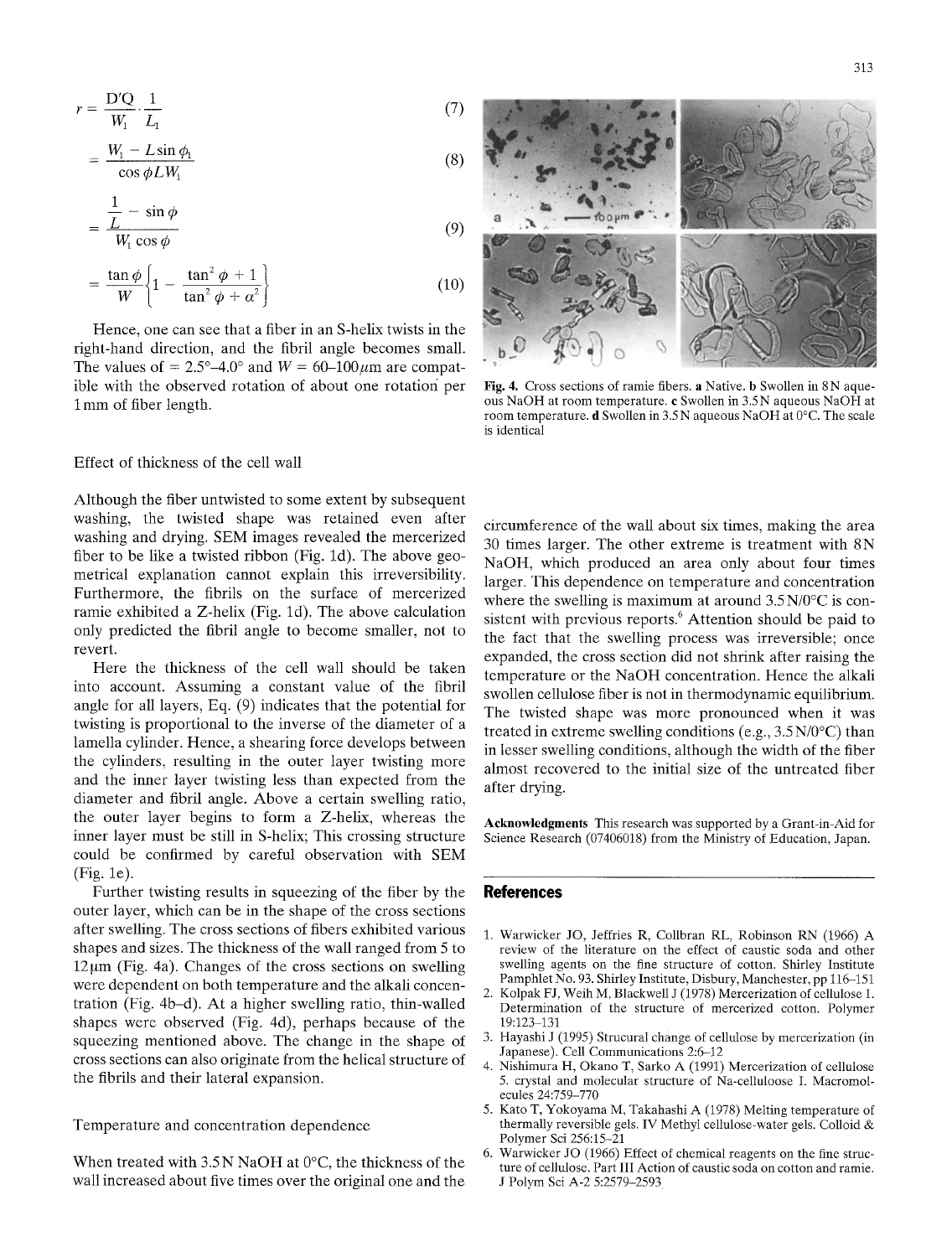$$r = \frac{D'Q}{W_1} \cdot \frac{1}{L_1} \tag{7}$$

$$= \frac{W_1 - L\sin\phi_1}{\cos\phi L W_1} \tag{8}$$

$$= \frac{\frac{1}{L} - \sin\phi}{W_1 \cos\phi} \tag{9}$$

$$= \frac{\tan\phi}{W}\left\{1 - \frac{\tan^2\phi + 1}{\tan^2\phi + \alpha^2}\right\} \tag{10}$$

Hence, one can see that a fiber in an S-helix twists in the right-hand direction, and the fibril angle becomes small. The values of = 2.5°–4.0° and $W$ = 60–100 µm are compatible with the observed rotation of about one rotation per 1 mm of fiber length.

Fig. 4. Cross sections of ramie fibers. **a** Native. **b** Swollen in 8N aqueous NaOH at room temperature. **c** Swollen in 3.5N aqueous NaOH at room temperature. **d** Swollen in 3.5N aqueous NaOH at 0°C. The scale is identical

## Effect of thickness of the cell wall

Although the fiber untwisted to some extent by subsequent washing, the twisted shape was retained even after washing and drying. SEM images revealed the mercerized fiber to be like a twisted ribbon (Fig. 1d). The above geometrical explanation cannot explain this irreversibility. Furthermore, the fibrils on the surface of mercerized ramie exhibited a Z-helix (Fig. 1d). The above calculation only predicted the fibril angle to become smaller, not to revert.

Here the thickness of the cell wall should be taken into account. Assuming a constant value of the fibril angle for all layers, Eq. (9) indicates that the potential for twisting is proportional to the inverse of the diameter of a lamella cylinder. Hence, a shearing force develops between the cylinders, resulting in the outer layer twisting more and the inner layer twisting less than expected from the diameter and fibril angle. Above a certain swelling ratio, the outer layer begins to form a Z-helix, whereas the inner layer must be still in S-helix; This crossing structure could be confirmed by careful observation with SEM (Fig. 1e).

Further twisting results in squeezing of the fiber by the outer layer, which can be in the shape of the cross sections after swelling. The cross sections of fibers exhibited various shapes and sizes. The thickness of the wall ranged from 5 to 12 µm (Fig. 4a). Changes of the cross sections on swelling were dependent on both temperature and the alkali concentration (Fig. 4b–d). At a higher swelling ratio, thin-walled shapes were observed (Fig. 4d), perhaps because of the squeezing mentioned above. The change in the shape of cross sections can also originate from the helical structure of the fibrils and their lateral expansion.

## Temperature and concentration dependence

When treated with 3.5N NaOH at 0°C, the thickness of the wall increased about five times over the original one and the circumference of the wall about six times, making the area 30 times larger. The other extreme is treatment with 8N NaOH, which produced an area only about four times larger. This dependence on temperature and concentration where the swelling is maximum at around 3.5N/0°C is consistent with previous reports.[6] Attention should be paid to the fact that the swelling process was irreversible; once expanded, the cross section did not shrink after raising the temperature or the NaOH concentration. Hence the alkali swollen cellulose fiber is not in thermodynamic equilibrium. The twisted shape was more pronounced when it was treated in extreme swelling conditions (e.g., 3.5N/0°C) than in lesser swelling conditions, although the width of the fiber almost recovered to the initial size of the untreated fiber after drying.

**Acknowledgments** This research was supported by a Grant-in-Aid for Science Research (07406018) from the Ministry of Education, Japan.

## References

1. Warwicker JO, Jeffries R, Collbran RL, Robinson RN (1966) A review of the literature on the effect of caustic soda and other swelling agents on the fine structure of cotton. Shirley Institute Pamphlet No. 93. Shirley Institute, Disbury, Manchester, pp 116–151
2. Kolpak FJ, Weih M, Blackwell J (1978) Mercerization of cellulose 1. Determination of the structure of mercerized cotton. Polymer 19:123–131
3. Hayashi J (1995) Strucural change of cellulose by mercerization (in Japanese). Cell Communications 2:6–12
4. Nishimura H, Okano T, Sarko A (1991) Mercerization of cellulose 5. crystal and molecular structure of Na-cellulose I. Macromolecules 24:759–770
5. Kato T, Yokoyama M, Takahashi A (1978) Melting temperature of thermally reversible gels. IV Methyl cellulose-water gels. Colloid & Polymer Sci 256:15–21
6. Warwicker JO (1966) Effect of chemical reagents on the fine structure of cellulose. Part III Action of caustic soda on cotton and ramie. J Polym Sci A-2 5:2579–2593